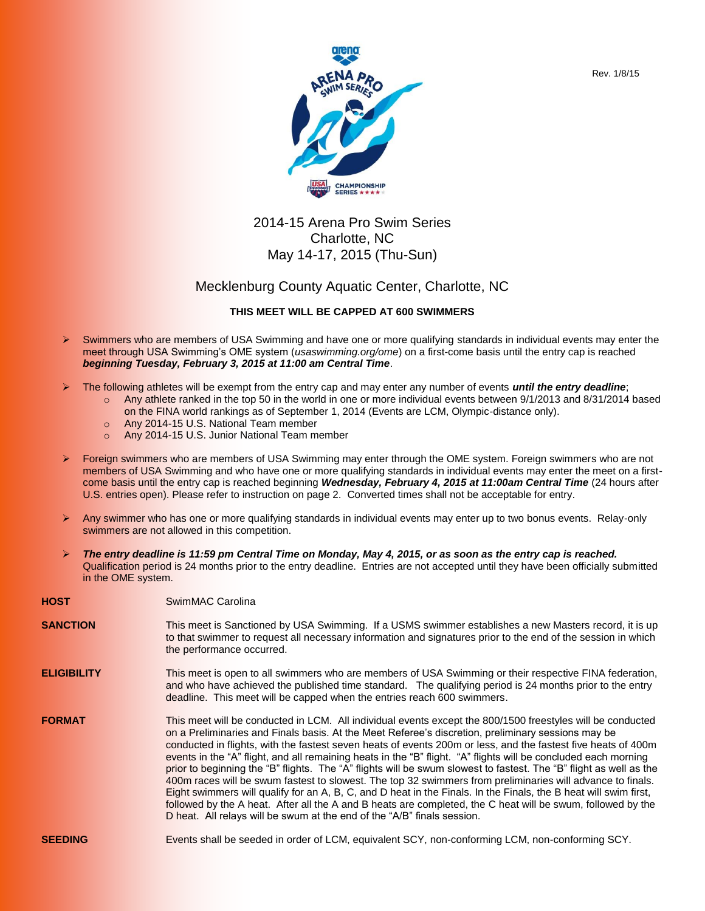Rev. 1/8/15

# 2014-15 Arena Pro Swim Series
## Charlotte, NC
## May 14-17, 2015 (Thu-Sun)

## Mecklenburg County Aquatic Center, Charlotte, NC

**THIS MEET WILL BE CAPPED AT 600 SWIMMERS**

- Swimmers who are members of USA Swimming and have one or more qualifying standards in individual events may enter the meet through USA Swimming's OME system (*usaswimming.org/ome*) on a first-come basis until the entry cap is reached ***beginning Tuesday, February 3, 2015 at 11:00 am Central Time***.
- The following athletes will be exempt from the entry cap and may enter any number of events ***until the entry deadline***;
  - Any athlete ranked in the top 50 in the world in one or more individual events between 9/1/2013 and 8/31/2014 based on the FINA world rankings as of September 1, 2014 (Events are LCM, Olympic-distance only).
  - Any 2014-15 U.S. National Team member
  - Any 2014-15 U.S. Junior National Team member
- Foreign swimmers who are members of USA Swimming may enter through the OME system. Foreign swimmers who are not members of USA Swimming and who have one or more qualifying standards in individual events may enter the meet on a first-come basis until the entry cap is reached beginning ***Wednesday, February 4, 2015 at 11:00am Central Time*** (24 hours after U.S. entries open). Please refer to instruction on page 2. Converted times shall not be acceptable for entry.
- Any swimmer who has one or more qualifying standards in individual events may enter up to two bonus events. Relay-only swimmers are not allowed in this competition.
- ***The entry deadline is 11:59 pm Central Time on Monday, May 4, 2015, or as soon as the entry cap is reached.*** Qualification period is 24 months prior to the entry deadline. Entries are not accepted until they have been officially submitted in the OME system.

**HOST** SwimMAC Carolina

**SANCTION** This meet is Sanctioned by USA Swimming. If a USMS swimmer establishes a new Masters record, it is up to that swimmer to request all necessary information and signatures prior to the end of the session in which the performance occurred.

**ELIGIBILITY** This meet is open to all swimmers who are members of USA Swimming or their respective FINA federation, and who have achieved the published time standard. The qualifying period is 24 months prior to the entry deadline. This meet will be capped when the entries reach 600 swimmers.

**FORMAT** This meet will be conducted in LCM. All individual events except the 800/1500 freestyles will be conducted on a Preliminaries and Finals basis. At the Meet Referee's discretion, preliminary sessions may be conducted in flights, with the fastest seven heats of events 200m or less, and the fastest five heats of 400m events in the "A" flight, and all remaining heats in the "B" flight. "A" flights will be concluded each morning prior to beginning the "B" flights. The "A" flights will be swum slowest to fastest. The "B" flight as well as the 400m races will be swum fastest to slowest. The top 32 swimmers from preliminaries will advance to finals. Eight swimmers will qualify for an A, B, C, and D heat in the Finals. In the Finals, the B heat will swim first, followed by the A heat. After all the A and B heats are completed, the C heat will be swum, followed by the D heat. All relays will be swum at the end of the "A/B" finals session.

**SEEDING** Events shall be seeded in order of LCM, equivalent SCY, non-conforming LCM, non-conforming SCY.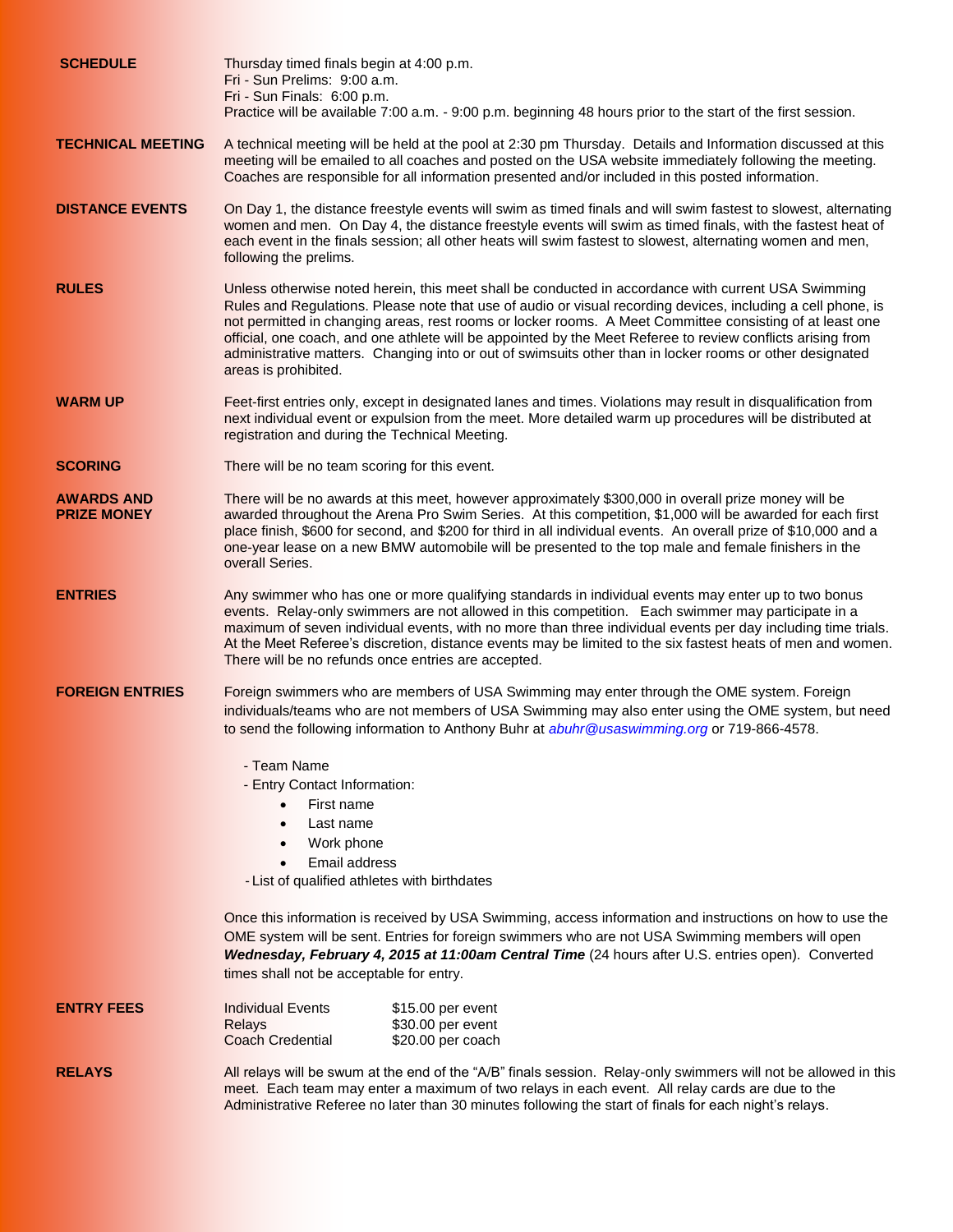**SCHEDULE**

Thursday timed finals begin at 4:00 p.m.
Fri - Sun Prelims: 9:00 a.m.
Fri - Sun Finals: 6:00 p.m.
Practice will be available 7:00 a.m. - 9:00 p.m. beginning 48 hours prior to the start of the first session.

**TECHNICAL MEETING**

A technical meeting will be held at the pool at 2:30 pm Thursday. Details and Information discussed at this meeting will be emailed to all coaches and posted on the USA website immediately following the meeting. Coaches are responsible for all information presented and/or included in this posted information.

**DISTANCE EVENTS**

On Day 1, the distance freestyle events will swim as timed finals and will swim fastest to slowest, alternating women and men. On Day 4, the distance freestyle events will swim as timed finals, with the fastest heat of each event in the finals session; all other heats will swim fastest to slowest, alternating women and men, following the prelims.

**RULES**

Unless otherwise noted herein, this meet shall be conducted in accordance with current USA Swimming Rules and Regulations. Please note that use of audio or visual recording devices, including a cell phone, is not permitted in changing areas, rest rooms or locker rooms. A Meet Committee consisting of at least one official, one coach, and one athlete will be appointed by the Meet Referee to review conflicts arising from administrative matters. Changing into or out of swimsuits other than in locker rooms or other designated areas is prohibited.

**WARM UP**

Feet-first entries only, except in designated lanes and times. Violations may result in disqualification from next individual event or expulsion from the meet. More detailed warm up procedures will be distributed at registration and during the Technical Meeting.

**SCORING**

There will be no team scoring for this event.

**AWARDS AND PRIZE MONEY**

There will be no awards at this meet, however approximately $300,000 in overall prize money will be awarded throughout the Arena Pro Swim Series. At this competition, $1,000 will be awarded for each first place finish, $600 for second, and $200 for third in all individual events. An overall prize of $10,000 and a one-year lease on a new BMW automobile will be presented to the top male and female finishers in the overall Series.

**ENTRIES**

Any swimmer who has one or more qualifying standards in individual events may enter up to two bonus events. Relay-only swimmers are not allowed in this competition. Each swimmer may participate in a maximum of seven individual events, with no more than three individual events per day including time trials. At the Meet Referee's discretion, distance events may be limited to the six fastest heats of men and women. There will be no refunds once entries are accepted.

**FOREIGN ENTRIES**

Foreign swimmers who are members of USA Swimming may enter through the OME system. Foreign individuals/teams who are not members of USA Swimming may also enter using the OME system, but need to send the following information to Anthony Buhr at *abuhr@usaswimming.org* or 719-866-4578.

- Team Name
- Entry Contact Information:
  - First name
  - Last name
  - Work phone
  - Email address
- List of qualified athletes with birthdates

Once this information is received by USA Swimming, access information and instructions on how to use the OME system will be sent. Entries for foreign swimmers who are not USA Swimming members will open ***Wednesday, February 4, 2015 at 11:00am Central Time*** (24 hours after U.S. entries open). Converted times shall not be acceptable for entry.

**ENTRY FEES**

| | |
|---|---|
| Individual Events | $15.00 per event |
| Relays | $30.00 per event |
| Coach Credential | $20.00 per coach |

**RELAYS**

All relays will be swum at the end of the "A/B" finals session. Relay-only swimmers will not be allowed in this meet. Each team may enter a maximum of two relays in each event. All relay cards are due to the Administrative Referee no later than 30 minutes following the start of finals for each night's relays.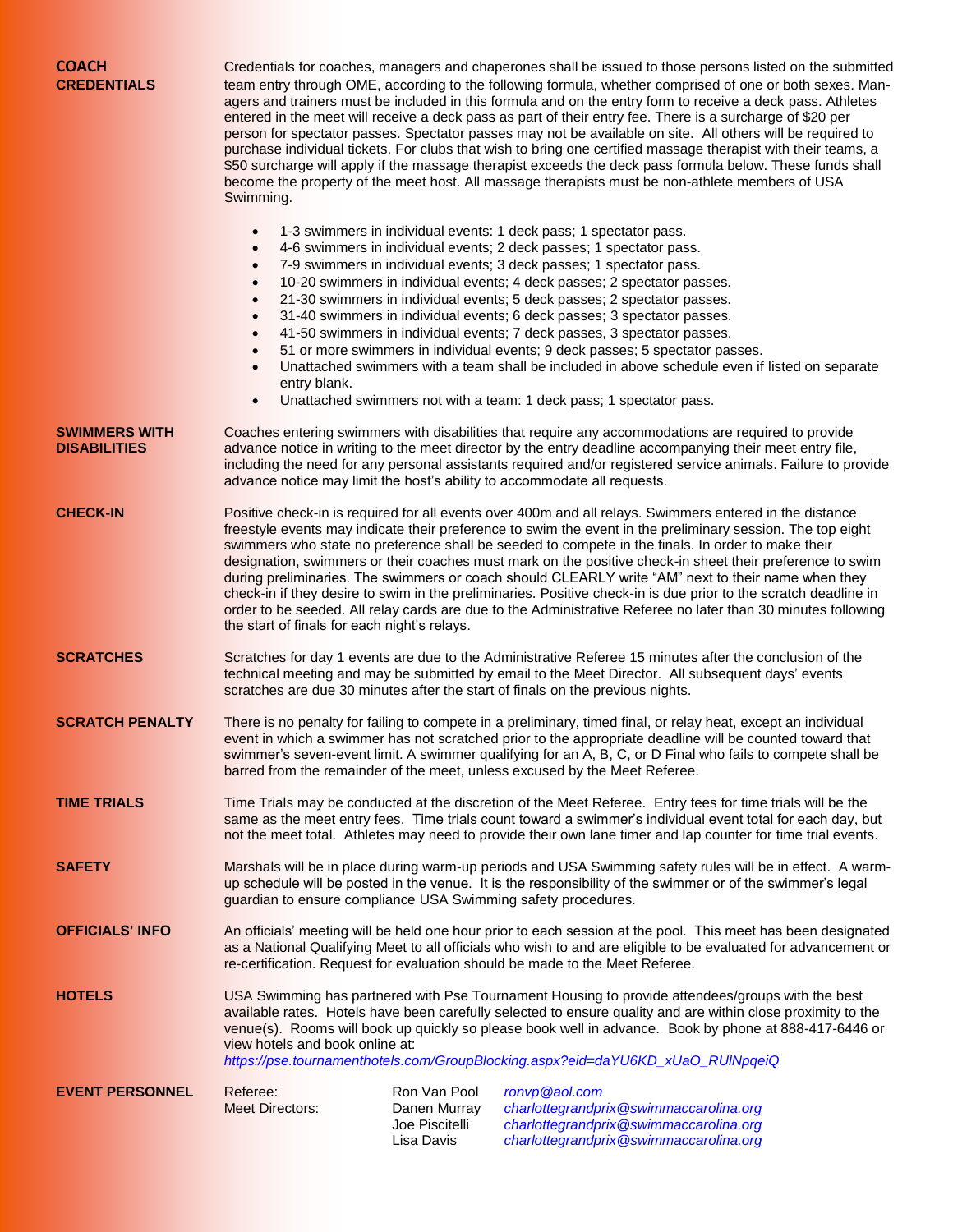**COACH CREDENTIALS**

Credentials for coaches, managers and chaperones shall be issued to those persons listed on the submitted team entry through OME, according to the following formula, whether comprised of one or both sexes. Managers and trainers must be included in this formula and on the entry form to receive a deck pass. Athletes entered in the meet will receive a deck pass as part of their entry fee. There is a surcharge of $20 per person for spectator passes. Spectator passes may not be available on site. All others will be required to purchase individual tickets. For clubs that wish to bring one certified massage therapist with their teams, a $50 surcharge will apply if the massage therapist exceeds the deck pass formula below. These funds shall become the property of the meet host. All massage therapists must be non-athlete members of USA Swimming.

- 1-3 swimmers in individual events: 1 deck pass; 1 spectator pass.
- 4-6 swimmers in individual events; 2 deck passes; 1 spectator pass.
- 7-9 swimmers in individual events; 3 deck passes; 1 spectator pass.
- 10-20 swimmers in individual events; 4 deck passes; 2 spectator passes.
- 21-30 swimmers in individual events; 5 deck passes; 2 spectator passes.
- 31-40 swimmers in individual events; 6 deck passes; 3 spectator passes.
- 41-50 swimmers in individual events; 7 deck passes, 3 spectator passes.
- 51 or more swimmers in individual events; 9 deck passes; 5 spectator passes.
- Unattached swimmers with a team shall be included in above schedule even if listed on separate entry blank.
- Unattached swimmers not with a team: 1 deck pass; 1 spectator pass.

**SWIMMERS WITH DISABILITIES**

Coaches entering swimmers with disabilities that require any accommodations are required to provide advance notice in writing to the meet director by the entry deadline accompanying their meet entry file, including the need for any personal assistants required and/or registered service animals. Failure to provide advance notice may limit the host's ability to accommodate all requests.

**CHECK-IN**

Positive check-in is required for all events over 400m and all relays. Swimmers entered in the distance freestyle events may indicate their preference to swim the event in the preliminary session. The top eight swimmers who state no preference shall be seeded to compete in the finals. In order to make their designation, swimmers or their coaches must mark on the positive check-in sheet their preference to swim during preliminaries. The swimmers or coach should CLEARLY write "AM" next to their name when they check-in if they desire to swim in the preliminaries. Positive check-in is due prior to the scratch deadline in order to be seeded. All relay cards are due to the Administrative Referee no later than 30 minutes following the start of finals for each night's relays.

**SCRATCHES**

Scratches for day 1 events are due to the Administrative Referee 15 minutes after the conclusion of the technical meeting and may be submitted by email to the Meet Director. All subsequent days' events scratches are due 30 minutes after the start of finals on the previous nights.

**SCRATCH PENALTY**

There is no penalty for failing to compete in a preliminary, timed final, or relay heat, except an individual event in which a swimmer has not scratched prior to the appropriate deadline will be counted toward that swimmer's seven-event limit. A swimmer qualifying for an A, B, C, or D Final who fails to compete shall be barred from the remainder of the meet, unless excused by the Meet Referee.

**TIME TRIALS**

Time Trials may be conducted at the discretion of the Meet Referee. Entry fees for time trials will be the same as the meet entry fees. Time trials count toward a swimmer's individual event total for each day, but not the meet total. Athletes may need to provide their own lane timer and lap counter for time trial events.

**SAFETY**

Marshals will be in place during warm-up periods and USA Swimming safety rules will be in effect. A warm-up schedule will be posted in the venue. It is the responsibility of the swimmer or of the swimmer's legal guardian to ensure compliance USA Swimming safety procedures.

**OFFICIALS' INFO**

An officials' meeting will be held one hour prior to each session at the pool. This meet has been designated as a National Qualifying Meet to all officials who wish to and are eligible to be evaluated for advancement or re-certification. Request for evaluation should be made to the Meet Referee.

**HOTELS**

USA Swimming has partnered with Pse Tournament Housing to provide attendees/groups with the best available rates. Hotels have been carefully selected to ensure quality and are within close proximity to the venue(s). Rooms will book up quickly so please book well in advance. Book by phone at 888-417-6446 or view hotels and book online at:
*https://pse.tournamenthotels.com/GroupBlocking.aspx?eid=daYU6KD_xUaO_RUlNpqeiQ*

**EVENT PERSONNEL**

| | | |
|---|---|---|
| Referee: | Ron Van Pool | *ronvp@aol.com* |
| Meet Directors: | Danen Murray | *charlottegrandprix@swimmaccarolina.org* |
| | Joe Piscitelli | *charlottegrandprix@swimmaccarolina.org* |
| | Lisa Davis | *charlottegrandprix@swimmaccarolina.org* |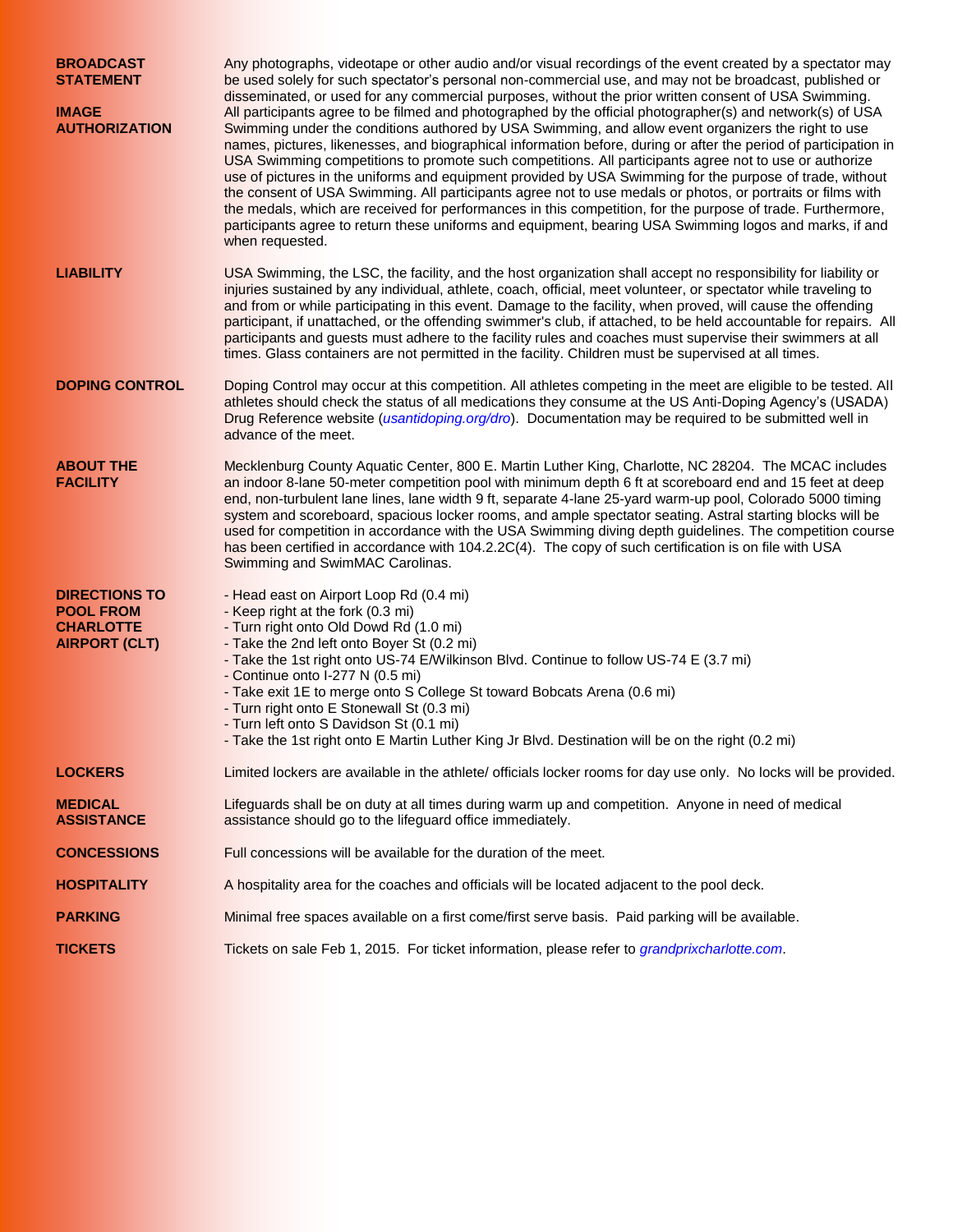**BROADCAST STATEMENT**

Any photographs, videotape or other audio and/or visual recordings of the event created by a spectator may be used solely for such spectator's personal non-commercial use, and may not be broadcast, published or disseminated, or used for any commercial purposes, without the prior written consent of USA Swimming.

**IMAGE AUTHORIZATION**

All participants agree to be filmed and photographed by the official photographer(s) and network(s) of USA Swimming under the conditions authored by USA Swimming, and allow event organizers the right to use names, pictures, likenesses, and biographical information before, during or after the period of participation in USA Swimming competitions to promote such competitions. All participants agree not to use or authorize use of pictures in the uniforms and equipment provided by USA Swimming for the purpose of trade, without the consent of USA Swimming. All participants agree not to use medals or photos, or portraits or films with the medals, which are received for performances in this competition, for the purpose of trade. Furthermore, participants agree to return these uniforms and equipment, bearing USA Swimming logos and marks, if and when requested.

**LIABILITY**

USA Swimming, the LSC, the facility, and the host organization shall accept no responsibility for liability or injuries sustained by any individual, athlete, coach, official, meet volunteer, or spectator while traveling to and from or while participating in this event. Damage to the facility, when proved, will cause the offending participant, if unattached, or the offending swimmer's club, if attached, to be held accountable for repairs. All participants and guests must adhere to the facility rules and coaches must supervise their swimmers at all times. Glass containers are not permitted in the facility. Children must be supervised at all times.

**DOPING CONTROL**

Doping Control may occur at this competition. All athletes competing in the meet are eligible to be tested. All athletes should check the status of all medications they consume at the US Anti-Doping Agency's (USADA) Drug Reference website (*usantidoping.org/dro*). Documentation may be required to be submitted well in advance of the meet.

**ABOUT THE FACILITY**

Mecklenburg County Aquatic Center, 800 E. Martin Luther King, Charlotte, NC 28204. The MCAC includes an indoor 8-lane 50-meter competition pool with minimum depth 6 ft at scoreboard end and 15 feet at deep end, non-turbulent lane lines, lane width 9 ft, separate 4-lane 25-yard warm-up pool, Colorado 5000 timing system and scoreboard, spacious locker rooms, and ample spectator seating. Astral starting blocks will be used for competition in accordance with the USA Swimming diving depth guidelines. The competition course has been certified in accordance with 104.2.2C(4). The copy of such certification is on file with USA Swimming and SwimMAC Carolinas.

**DIRECTIONS TO POOL FROM CHARLOTTE AIRPORT (CLT)**

- Head east on Airport Loop Rd (0.4 mi)
- Keep right at the fork (0.3 mi)
- Turn right onto Old Dowd Rd (1.0 mi)
- Take the 2nd left onto Boyer St (0.2 mi)
- Take the 1st right onto US-74 E/Wilkinson Blvd. Continue to follow US-74 E (3.7 mi)
- Continue onto I-277 N (0.5 mi)
- Take exit 1E to merge onto S College St toward Bobcats Arena (0.6 mi)
- Turn right onto E Stonewall St (0.3 mi)
- Turn left onto S Davidson St (0.1 mi)
- Take the 1st right onto E Martin Luther King Jr Blvd. Destination will be on the right (0.2 mi)

**LOCKERS**

Limited lockers are available in the athlete/ officials locker rooms for day use only. No locks will be provided.

**MEDICAL ASSISTANCE**

Lifeguards shall be on duty at all times during warm up and competition. Anyone in need of medical assistance should go to the lifeguard office immediately.

**CONCESSIONS**

Full concessions will be available for the duration of the meet.

**HOSPITALITY**

A hospitality area for the coaches and officials will be located adjacent to the pool deck.

**PARKING**

Minimal free spaces available on a first come/first serve basis. Paid parking will be available.

**TICKETS**

Tickets on sale Feb 1, 2015. For ticket information, please refer to *grandprixcharlotte.com*.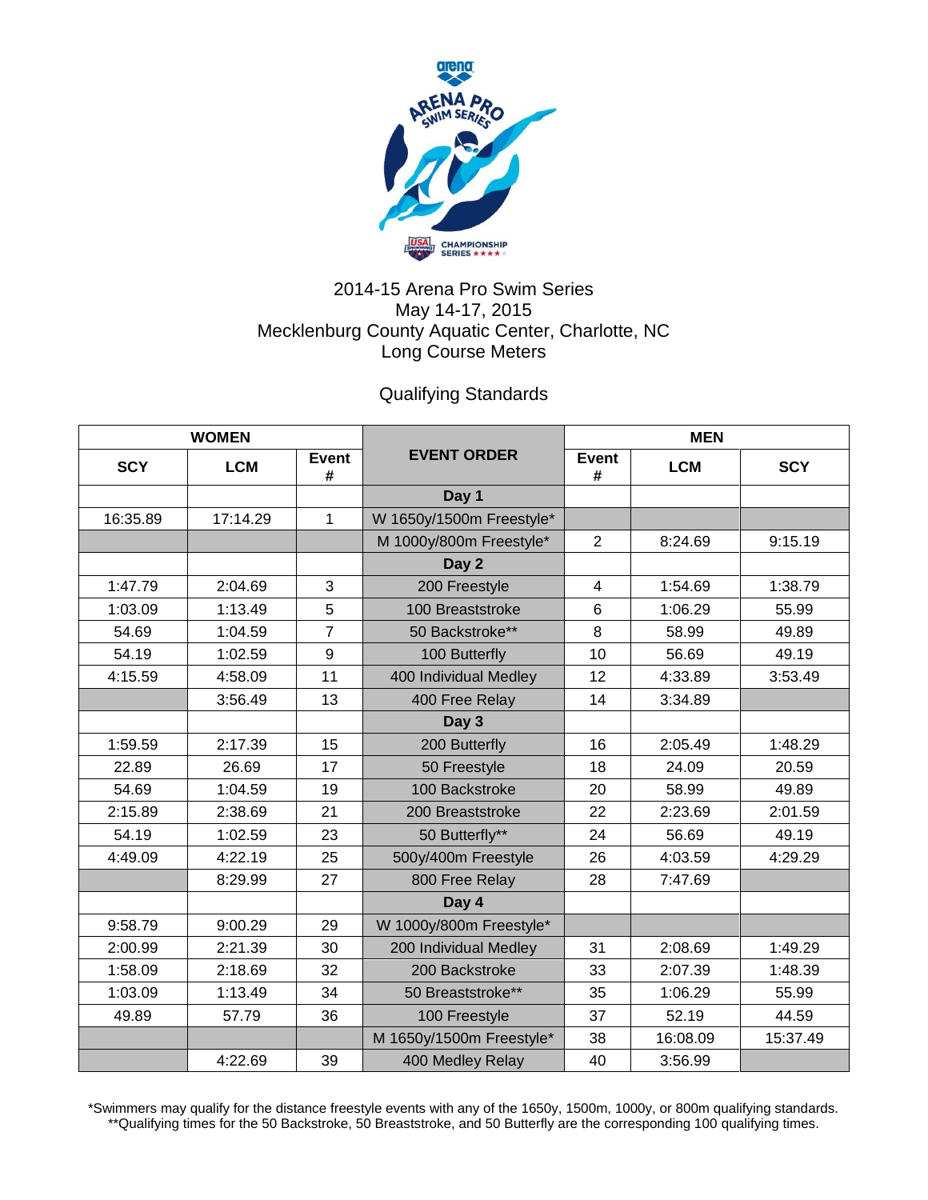2014-15 Arena Pro Swim Series
May 14-17, 2015
Mecklenburg County Aquatic Center, Charlotte, NC
Long Course Meters

Qualifying Standards

| WOMEN | | | EVENT ORDER | MEN | | |
|---|---|---|---|---|---|---|
| SCY | LCM | Event # | | Event # | LCM | SCY |
| | | | Day 1 | | | |
| 16:35.89 | 17:14.29 | 1 | W 1650y/1500m Freestyle* | | | |
| | | | M 1000y/800m Freestyle* | 2 | 8:24.69 | 9:15.19 |
| | | | Day 2 | | | |
| 1:47.79 | 2:04.69 | 3 | 200 Freestyle | 4 | 1:54.69 | 1:38.79 |
| 1:03.09 | 1:13.49 | 5 | 100 Breaststroke | 6 | 1:06.29 | 55.99 |
| 54.69 | 1:04.59 | 7 | 50 Backstroke** | 8 | 58.99 | 49.89 |
| 54.19 | 1:02.59 | 9 | 100 Butterfly | 10 | 56.69 | 49.19 |
| 4:15.59 | 4:58.09 | 11 | 400 Individual Medley | 12 | 4:33.89 | 3:53.49 |
| | 3:56.49 | 13 | 400 Free Relay | 14 | 3:34.89 | |
| | | | Day 3 | | | |
| 1:59.59 | 2:17.39 | 15 | 200 Butterfly | 16 | 2:05.49 | 1:48.29 |
| 22.89 | 26.69 | 17 | 50 Freestyle | 18 | 24.09 | 20.59 |
| 54.69 | 1:04.59 | 19 | 100 Backstroke | 20 | 58.99 | 49.89 |
| 2:15.89 | 2:38.69 | 21 | 200 Breaststroke | 22 | 2:23.69 | 2:01.59 |
| 54.19 | 1:02.59 | 23 | 50 Butterfly** | 24 | 56.69 | 49.19 |
| 4:49.09 | 4:22.19 | 25 | 500y/400m Freestyle | 26 | 4:03.59 | 4:29.29 |
| | 8:29.99 | 27 | 800 Free Relay | 28 | 7:47.69 | |
| | | | Day 4 | | | |
| 9:58.79 | 9:00.29 | 29 | W 1000y/800m Freestyle* | | | |
| 2:00.99 | 2:21.39 | 30 | 200 Individual Medley | 31 | 2:08.69 | 1:49.29 |
| 1:58.09 | 2:18.69 | 32 | 200 Backstroke | 33 | 2:07.39 | 1:48.39 |
| 1:03.09 | 1:13.49 | 34 | 50 Breaststroke** | 35 | 1:06.29 | 55.99 |
| 49.89 | 57.79 | 36 | 100 Freestyle | 37 | 52.19 | 44.59 |
| | | | M 1650y/1500m Freestyle* | 38 | 16:08.09 | 15:37.49 |
| | 4:22.69 | 39 | 400 Medley Relay | 40 | 3:56.99 | |

*Swimmers may qualify for the distance freestyle events with any of the 1650y, 1500m, 1000y, or 800m qualifying standards.
**Qualifying times for the 50 Backstroke, 50 Breaststroke, and 50 Butterfly are the corresponding 100 qualifying times.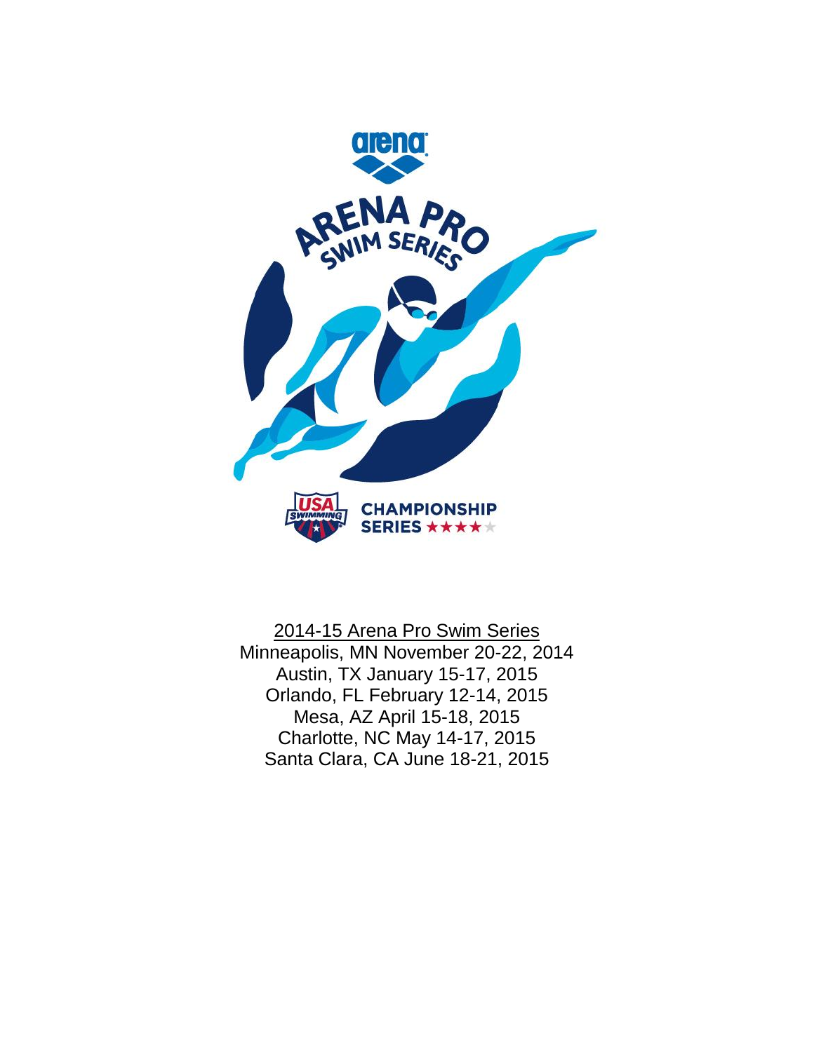2014-15 Arena Pro Swim Series

Minneapolis, MN November 20-22, 2014

Austin, TX January 15-17, 2015

Orlando, FL February 12-14, 2015

Mesa, AZ April 15-18, 2015

Charlotte, NC May 14-17, 2015

Santa Clara, CA June 18-21, 2015